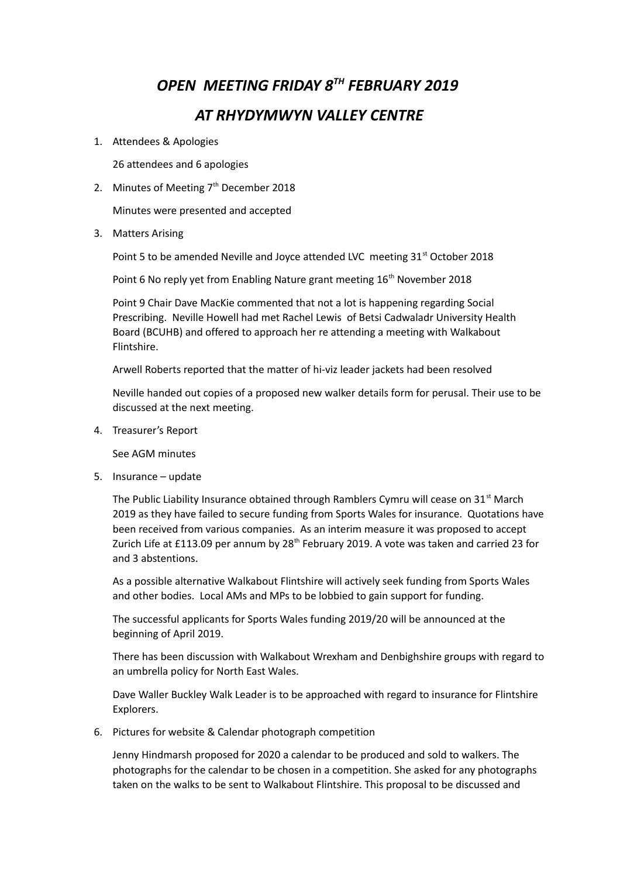# *OPEN MEETING FRIDAY 8TH FEBRUARY 2019*

# *AT RHYDYMWYN VALLEY CENTRE*

1. Attendees & Apologies

   26 attendees and 6 apologies

2. Minutes of Meeting 7th December 2018

   Minutes were presented and accepted

3. Matters Arising

   Point 5 to be amended Neville and Joyce attended LVC meeting 31st October 2018

   Point 6 No reply yet from Enabling Nature grant meeting 16th November 2018

   Point 9 Chair Dave MacKie commented that not a lot is happening regarding Social Prescribing. Neville Howell had met Rachel Lewis of Betsi Cadwaladr University Health Board (BCUHB) and offered to approach her re attending a meeting with Walkabout Flintshire.

   Arwell Roberts reported that the matter of hi-viz leader jackets had been resolved

   Neville handed out copies of a proposed new walker details form for perusal. Their use to be discussed at the next meeting.

4. Treasurer's Report

   See AGM minutes

5. Insurance – update

   The Public Liability Insurance obtained through Ramblers Cymru will cease on 31st March 2019 as they have failed to secure funding from Sports Wales for insurance. Quotations have been received from various companies. As an interim measure it was proposed to accept Zurich Life at £113.09 per annum by 28th February 2019. A vote was taken and carried 23 for and 3 abstentions.

   As a possible alternative Walkabout Flintshire will actively seek funding from Sports Wales and other bodies. Local AMs and MPs to be lobbied to gain support for funding.

   The successful applicants for Sports Wales funding 2019/20 will be announced at the beginning of April 2019.

   There has been discussion with Walkabout Wrexham and Denbighshire groups with regard to an umbrella policy for North East Wales.

   Dave Waller Buckley Walk Leader is to be approached with regard to insurance for Flintshire Explorers.

6. Pictures for website & Calendar photograph competition

   Jenny Hindmarsh proposed for 2020 a calendar to be produced and sold to walkers. The photographs for the calendar to be chosen in a competition. She asked for any photographs taken on the walks to be sent to Walkabout Flintshire. This proposal to be discussed and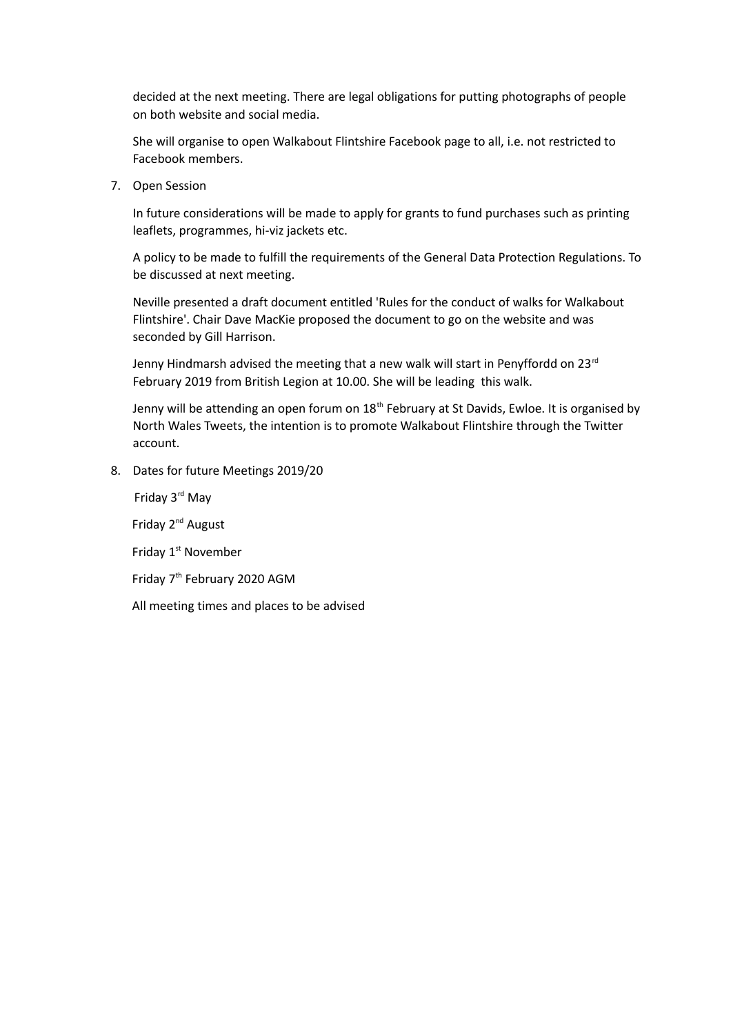decided at the next meeting. There are legal obligations for putting photographs of people on both website and social media.

She will organise to open Walkabout Flintshire Facebook page to all, i.e. not restricted to Facebook members.

7. Open Session

   In future considerations will be made to apply for grants to fund purchases such as printing leaflets, programmes, hi-viz jackets etc.

   A policy to be made to fulfill the requirements of the General Data Protection Regulations. To be discussed at next meeting.

   Neville presented a draft document entitled 'Rules for the conduct of walks for Walkabout Flintshire'. Chair Dave MacKie proposed the document to go on the website and was seconded by Gill Harrison.

   Jenny Hindmarsh advised the meeting that a new walk will start in Penyffordd on 23rd February 2019 from British Legion at 10.00. She will be leading this walk.

   Jenny will be attending an open forum on 18th February at St Davids, Ewloe. It is organised by North Wales Tweets, the intention is to promote Walkabout Flintshire through the Twitter account.

8. Dates for future Meetings 2019/20

   Friday 3rd May

   Friday 2nd August

   Friday 1st November

   Friday 7th February 2020 AGM

   All meeting times and places to be advised